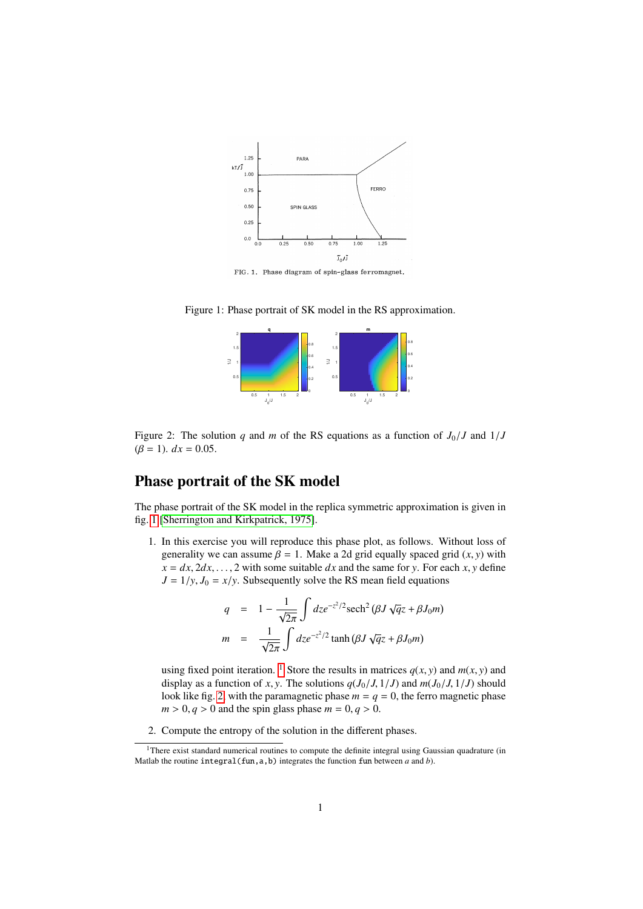Figure 1: Phase portrait of SK model in the RS approximation.

Figure 2: The solution $q$ and $m$ of the RS equations as a function of $J_0/J$ and $1/J$ ($\beta = 1$). $dx = 0.05$.

## Phase portrait of the SK model

The phase portrait of the SK model in the replica symmetric approximation is given in fig. 1 [Sherrington and Kirkpatrick, 1975].

1. In this exercise you will reproduce this phase plot, as follows. Without loss of generality we can assume $\beta = 1$. Make a 2d grid equally spaced grid $(x, y)$ with $x = dx, 2dx, \ldots, 2$ with some suitable $dx$ and the same for $y$. For each $x, y$ define $J = 1/y, J_0 = x/y$. Subsequently solve the RS mean field equations

$$
\begin{aligned}
q &= 1 - \frac{1}{\sqrt{2\pi}} \int dz e^{-z^2/2} \mathrm{sech}^2 \left( \beta J \sqrt{q} z + \beta J_0 m \right) \\
m &= \frac{1}{\sqrt{2\pi}} \int dz e^{-z^2/2} \tanh \left( \beta J \sqrt{q} z + \beta J_0 m \right)
\end{aligned}
$$

using fixed point iteration. [1] Store the results in matrices $q(x, y)$ and $m(x, y)$ and display as a function of $x, y$. The solutions $q(J_0/J, 1/J)$ and $m(J_0/J, 1/J)$ should look like fig. 2. with the paramagnetic phase $m = q = 0$, the ferro magnetic phase $m > 0, q > 0$ and the spin glass phase $m = 0, q > 0$.

2. Compute the entropy of the solution in the different phases.

[1] There exist standard numerical routines to compute the definite integral using Gaussian quadrature (in Matlab the routine `integral(fun,a,b)` integrates the function `fun` between $a$ and $b$).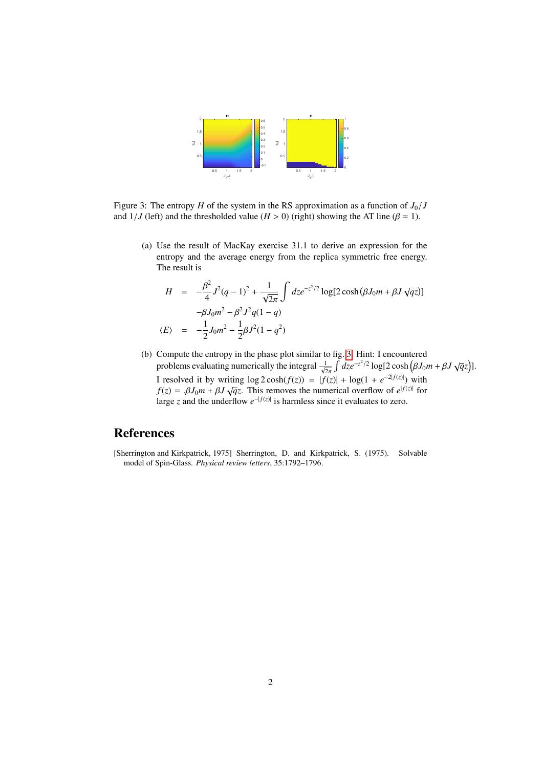H

2
1.5
1
0.5
1/J
0.5 1 1.5 2
$J_0/J$
0.6 0.5 0.4 0.3 0.2 0.1 0 -0.1

H

2
1.5
1
0.5
1/J
0.5 1 1.5 2
$J_0/J$
1 0.8 0.6 0.4 0.2 0

Figure 3: The entropy $H$ of the system in the RS approximation as a function of $J_0/J$ and $1/J$ (left) and the thresholded value ($H > 0$) (right) showing the AT line ($\beta = 1$).

(a) Use the result of MacKay exercise 31.1 to derive an expression for the entropy and the average energy from the replica symmetric free energy. The result is

$$
\begin{aligned}
H &= -\frac{\beta^2}{4} J^2 (q-1)^2 + \frac{1}{\sqrt{2\pi}} \int dz e^{-z^2/2} \log[2\cosh(\beta J_0 m + \beta J \sqrt{q} z)] \\
&\quad -\beta J_0 m^2 - \beta^2 J^2 q(1-q) \\
\langle E \rangle &= -\frac{1}{2} J_0 m^2 - \frac{1}{2} \beta J^2 (1-q^2)
\end{aligned}
$$

(b) Compute the entropy in the phase plot similar to fig. 3. Hint: I encountered problems evaluating numerically the integral $\frac{1}{\sqrt{2\pi}} \int dz e^{-z^2/2} \log[2\cosh(\beta J_0 m + \beta J \sqrt{q} z)]$. I resolved it by writing $\log 2\cosh(f(z)) = |f(z)| + \log(1 + e^{-2|f(z)|})$ with $f(z) = .\beta J_0 m + \beta J \sqrt{q} z$. This removes the numerical overflow of $e^{|f(z)|}$ for large $z$ and the underflow $e^{-|f(z)|}$ is harmless since it evaluates to zero.

## References

[Sherrington and Kirkpatrick, 1975] Sherrington, D. and Kirkpatrick, S. (1975). Solvable model of Spin-Glass. *Physical review letters*, 35:1792–1796.